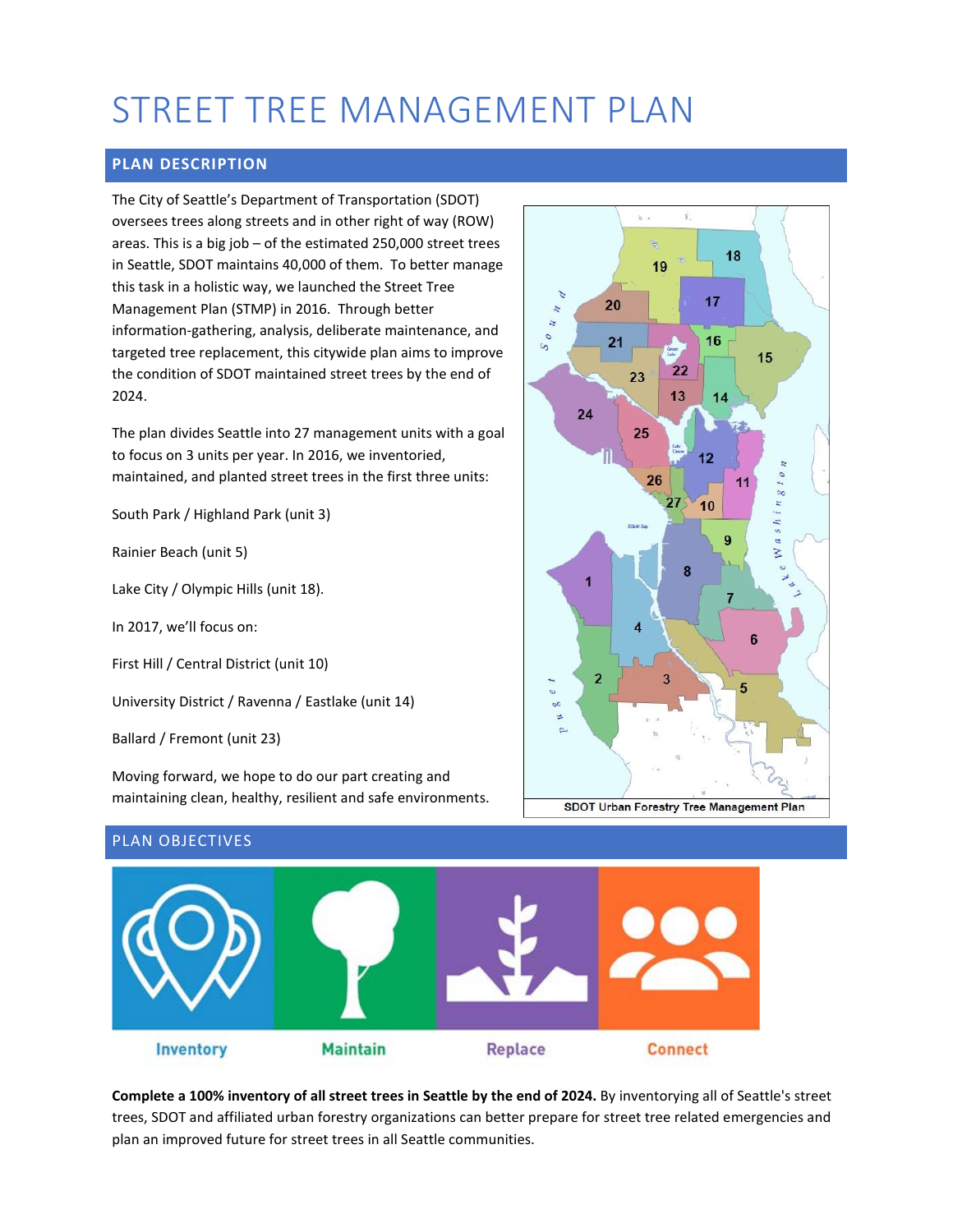# STREET TREE MANAGEMENT PLAN

## PLAN DESCRIPTION

The City of Seattle's Department of Transportation (SDOT) oversees trees along streets and in other right of way (ROW) areas. This is a big job – of the estimated 250,000 street trees in Seattle, SDOT maintains 40,000 of them. To better manage this task in a holistic way, we launched the Street Tree Management Plan (STMP) in 2016. Through better information-gathering, analysis, deliberate maintenance, and targeted tree replacement, this citywide plan aims to improve the condition of SDOT maintained street trees by the end of 2024.

The plan divides Seattle into 27 management units with a goal to focus on 3 units per year. In 2016, we inventoried, maintained, and planted street trees in the first three units:

South Park / Highland Park (unit 3)

Rainier Beach (unit 5)

Lake City / Olympic Hills (unit 18).

In 2017, we'll focus on:

First Hill / Central District (unit 10)

University District / Ravenna / Eastlake (unit 14)

Ballard / Fremont (unit 23)

Moving forward, we hope to do our part creating and maintaining clean, healthy, resilient and safe environments.

SDOT Urban Forestry Tree Management Plan

## PLAN OBJECTIVES

Inventory | Maintain | Replace | Connect

**Complete a 100% inventory of all street trees in Seattle by the end of 2024.** By inventorying all of Seattle's street trees, SDOT and affiliated urban forestry organizations can better prepare for street tree related emergencies and plan an improved future for street trees in all Seattle communities.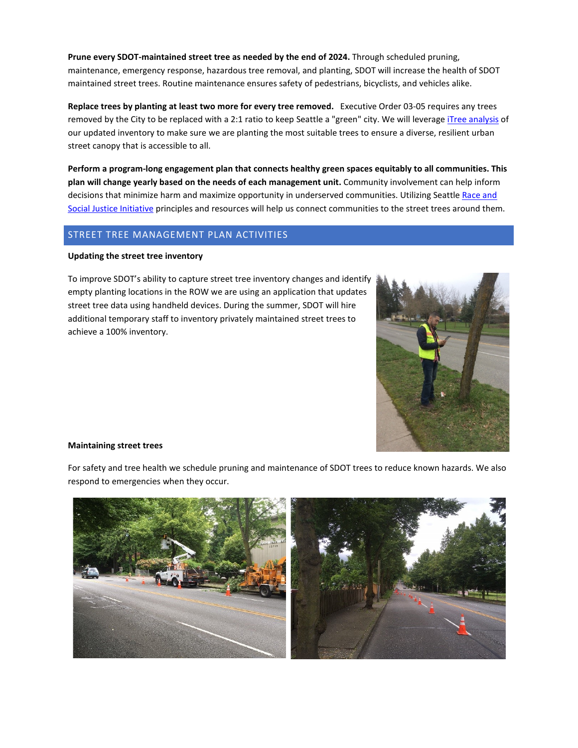**Prune every SDOT-maintained street tree as needed by the end of 2024.** Through scheduled pruning, maintenance, emergency response, hazardous tree removal, and planting, SDOT will increase the health of SDOT maintained street trees. Routine maintenance ensures safety of pedestrians, bicyclists, and vehicles alike.

**Replace trees by planting at least two more for every tree removed.** Executive Order 03-05 requires any trees removed by the City to be replaced with a 2:1 ratio to keep Seattle a "green" city. We will leverage iTree analysis of our updated inventory to make sure we are planting the most suitable trees to ensure a diverse, resilient urban street canopy that is accessible to all.

**Perform a program-long engagement plan that connects healthy green spaces equitably to all communities. This plan will change yearly based on the needs of each management unit.** Community involvement can help inform decisions that minimize harm and maximize opportunity in underserved communities. Utilizing Seattle Race and Social Justice Initiative principles and resources will help us connect communities to the street trees around them.

## STREET TREE MANAGEMENT PLAN ACTIVITIES

**Updating the street tree inventory**

To improve SDOT's ability to capture street tree inventory changes and identify empty planting locations in the ROW we are using an application that updates street tree data using handheld devices. During the summer, SDOT will hire additional temporary staff to inventory privately maintained street trees to achieve a 100% inventory.

**Maintaining street trees**

For safety and tree health we schedule pruning and maintenance of SDOT trees to reduce known hazards. We also respond to emergencies when they occur.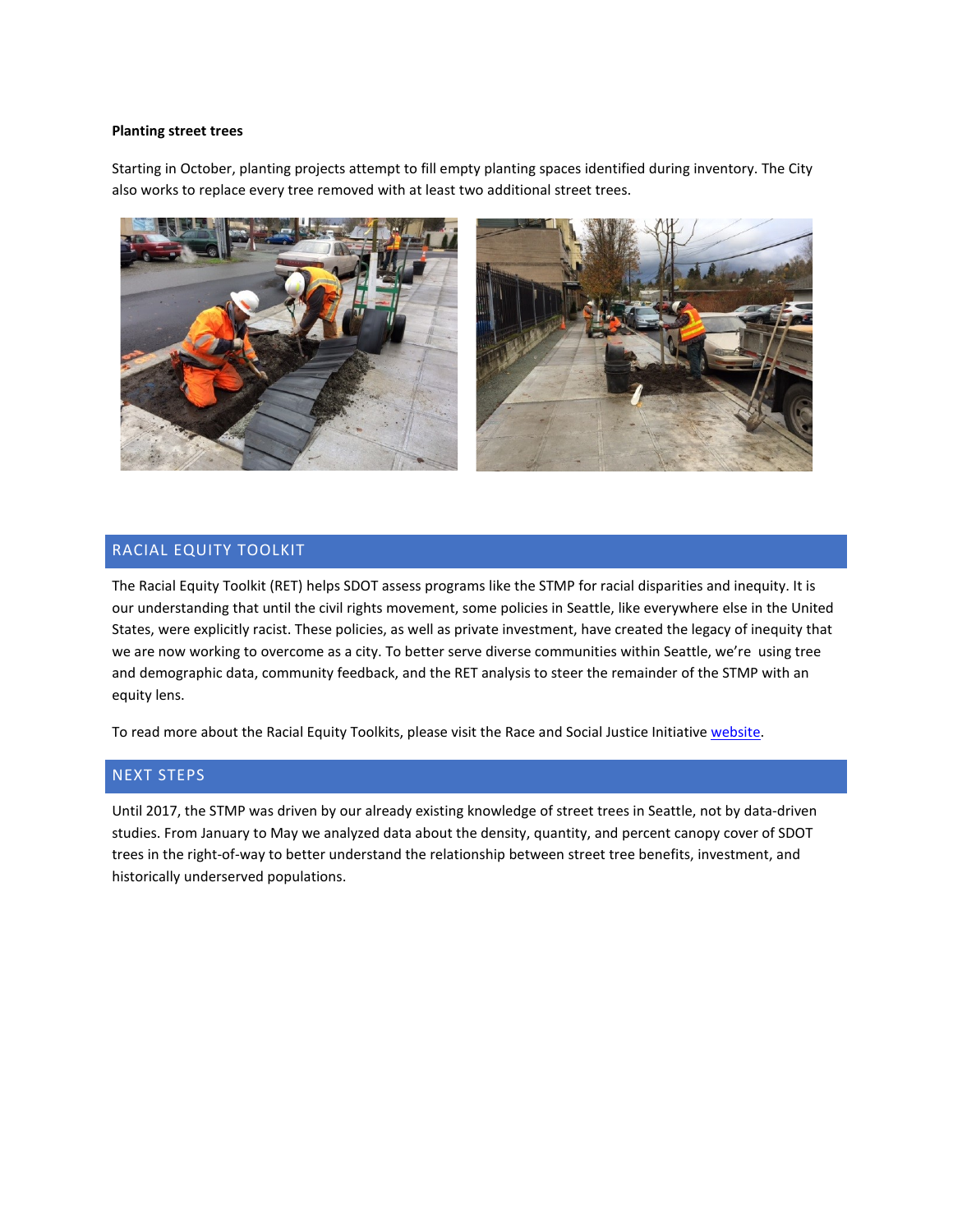**Planting street trees**

Starting in October, planting projects attempt to fill empty planting spaces identified during inventory. The City also works to replace every tree removed with at least two additional street trees.

## RACIAL EQUITY TOOLKIT

The Racial Equity Toolkit (RET) helps SDOT assess programs like the STMP for racial disparities and inequity. It is our understanding that until the civil rights movement, some policies in Seattle, like everywhere else in the United States, were explicitly racist. These policies, as well as private investment, have created the legacy of inequity that we are now working to overcome as a city. To better serve diverse communities within Seattle, we're using tree and demographic data, community feedback, and the RET analysis to steer the remainder of the STMP with an equity lens.

To read more about the Racial Equity Toolkits, please visit the Race and Social Justice Initiative website.

## NEXT STEPS

Until 2017, the STMP was driven by our already existing knowledge of street trees in Seattle, not by data-driven studies. From January to May we analyzed data about the density, quantity, and percent canopy cover of SDOT trees in the right-of-way to better understand the relationship between street tree benefits, investment, and historically underserved populations.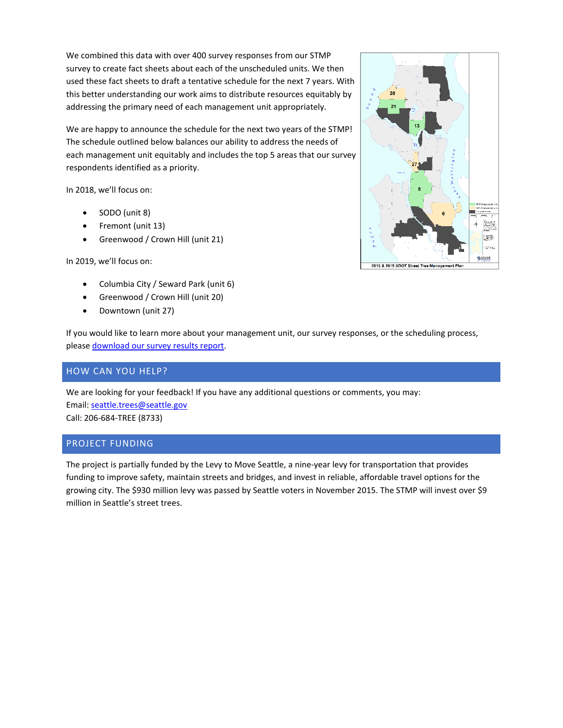We combined this data with over 400 survey responses from our STMP survey to create fact sheets about each of the unscheduled units. We then used these fact sheets to draft a tentative schedule for the next 7 years. With this better understanding our work aims to distribute resources equitably by addressing the primary need of each management unit appropriately.

We are happy to announce the schedule for the next two years of the STMP! The schedule outlined below balances our ability to address the needs of each management unit equitably and includes the top 5 areas that our survey respondents identified as a priority.

In 2018, we'll focus on:

- SODO (unit 8)
- Fremont (unit 13)
- Greenwood / Crown Hill (unit 21)

In 2019, we'll focus on:

- Columbia City / Seward Park (unit 6)
- Greenwood / Crown Hill (unit 20)
- Downtown (unit 27)

20
21
13
27
8
6
2018 & 2019 SDOT Street Tree Management Plan

If you would like to learn more about your management unit, our survey responses, or the scheduling process, please [download our survey results report](#).

## HOW CAN YOU HELP?

We are looking for your feedback! If you have any additional questions or comments, you may:
Email: seattle.trees@seattle.gov
Call: 206-684-TREE (8733)

## PROJECT FUNDING

The project is partially funded by the Levy to Move Seattle, a nine-year levy for transportation that provides funding to improve safety, maintain streets and bridges, and invest in reliable, affordable travel options for the growing city. The $930 million levy was passed by Seattle voters in November 2015. The STMP will invest over $9 million in Seattle's street trees.